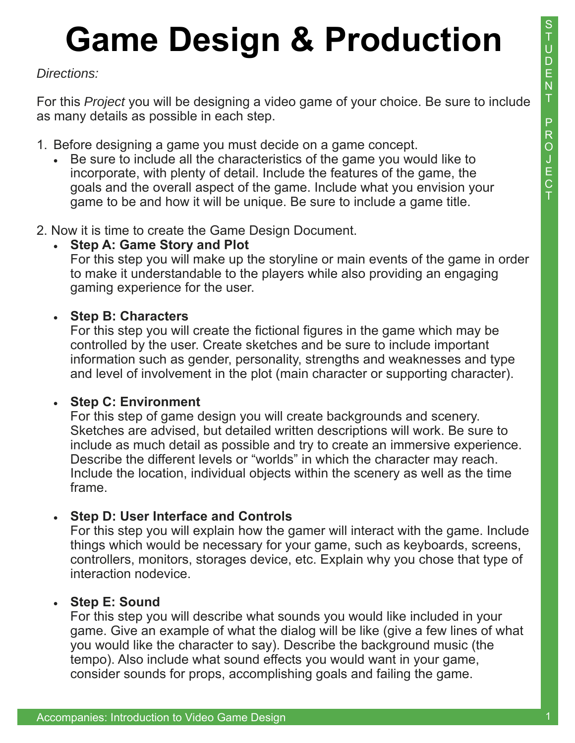# Game Design & Production

*Directions:*

For this *Project* you will be designing a video game of your choice. Be sure to include as many details as possible in each step.

1. Before designing a game you must decide on a game concept.
   - Be sure to include all the characteristics of the game you would like to incorporate, with plenty of detail. Include the features of the game, the goals and the overall aspect of the game. Include what you envision your game to be and how it will be unique. Be sure to include a game title.

2. Now it is time to create the Game Design Document.
   - **Step A: Game Story and Plot**
     For this step you will make up the storyline or main events of the game in order to make it understandable to the players while also providing an engaging gaming experience for the user.

   - **Step B: Characters**
     For this step you will create the fictional figures in the game which may be controlled by the user. Create sketches and be sure to include important information such as gender, personality, strengths and weaknesses and type and level of involvement in the plot (main character or supporting character).

   - **Step C: Environment**
     For this step of game design you will create backgrounds and scenery. Sketches are advised, but detailed written descriptions will work. Be sure to include as much detail as possible and try to create an immersive experience. Describe the different levels or "worlds" in which the character may reach. Include the location, individual objects within the scenery as well as the time frame.

   - **Step D: User Interface and Controls**
     For this step you will explain how the gamer will interact with the game. Include things which would be necessary for your game, such as keyboards, screens, controllers, monitors, storages device, etc. Explain why you chose that type of interaction nodevice.

   - **Step E: Sound**
     For this step you will describe what sounds you would like included in your game. Give an example of what the dialog will be like (give a few lines of what you would like the character to say). Describe the background music (the tempo). Also include what sound effects you would want in your game, consider sounds for props, accomplishing goals and failing the game.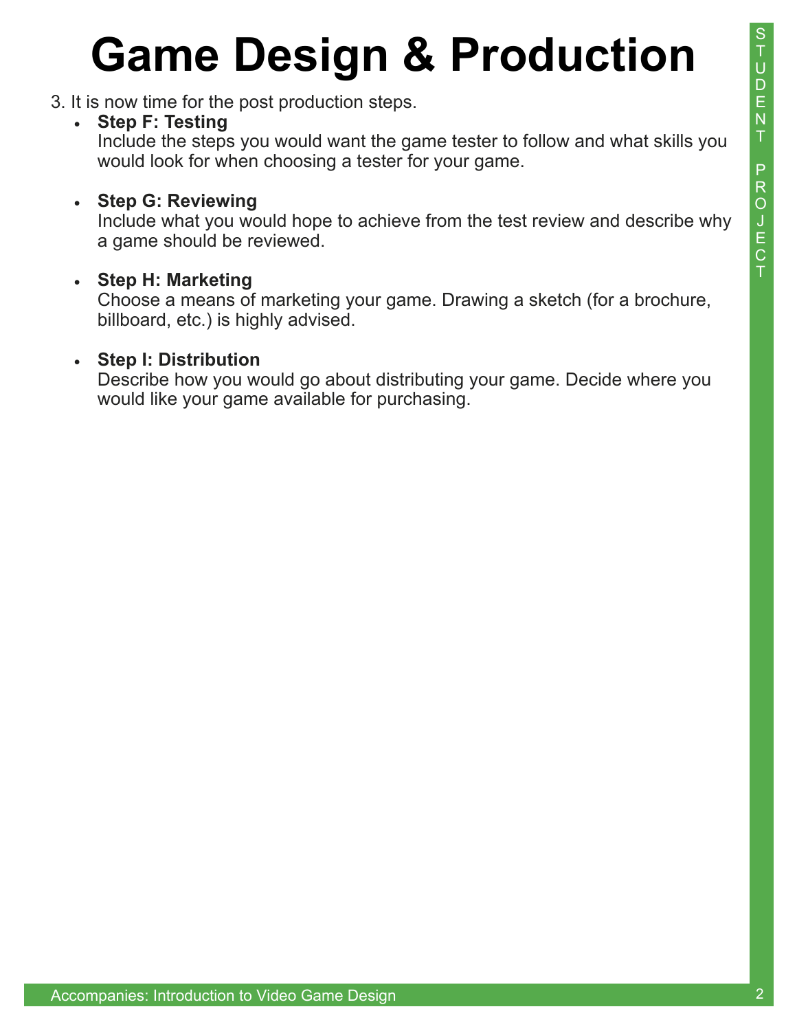# Game Design & Production

3. It is now time for the post production steps.
    - **Step F: Testing**
      Include the steps you would want the game tester to follow and what skills you would look for when choosing a tester for your game.

    - **Step G: Reviewing**
      Include what you would hope to achieve from the test review and describe why a game should be reviewed.

    - **Step H: Marketing**
      Choose a means of marketing your game. Drawing a sketch (for a brochure, billboard, etc.) is highly advised.

    - **Step I: Distribution**
      Describe how you would go about distributing your game. Decide where you would like your game available for purchasing.